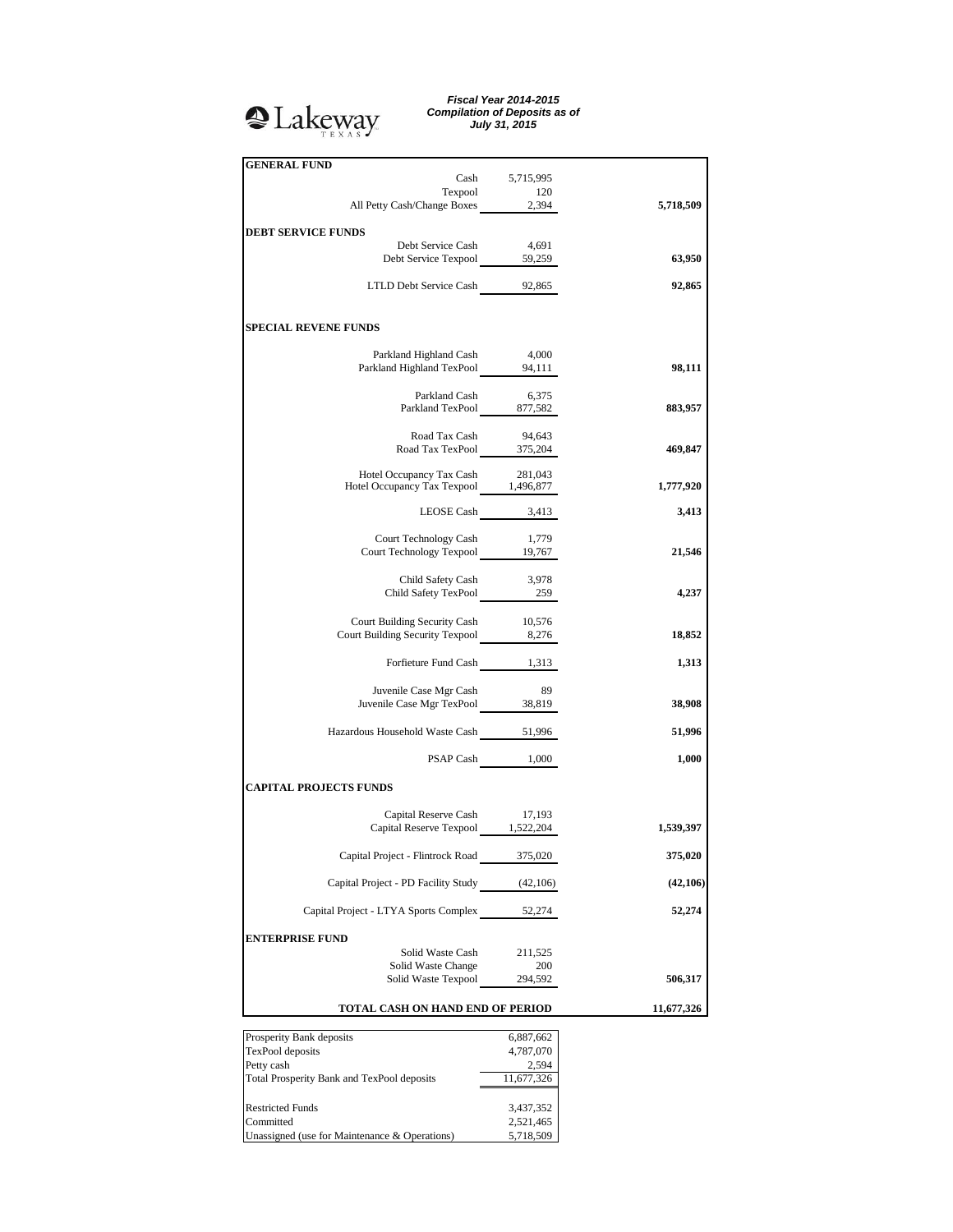Lakeway TEXAS

***Fiscal Year 2014-2015***
***Compilation of Deposits as of***
***July 31, 2015***

| | | |
|---|---|---|
| **GENERAL FUND** | | |
| Cash | 5,715,995 | |
| Texpool | 120 | |
| All Petty Cash/Change Boxes | 2,394 | **5,718,509** |
| **DEBT SERVICE FUNDS** | | |
| Debt Service Cash | 4,691 | |
| Debt Service Texpool | 59,259 | **63,950** |
| LTLD Debt Service Cash | 92,865 | **92,865** |
| **SPECIAL REVENE FUNDS** | | |
| Parkland Highland Cash | 4,000 | |
| Parkland Highland TexPool | 94,111 | **98,111** |
| Parkland Cash | 6,375 | |
| Parkland TexPool | 877,582 | **883,957** |
| Road Tax Cash | 94,643 | |
| Road Tax TexPool | 375,204 | **469,847** |
| Hotel Occupancy Tax Cash | 281,043 | |
| Hotel Occupancy Tax Texpool | 1,496,877 | **1,777,920** |
| LEOSE Cash | 3,413 | **3,413** |
| Court Technology Cash | 1,779 | |
| Court Technology Texpool | 19,767 | **21,546** |
| Child Safety Cash | 3,978 | |
| Child Safety TexPool | 259 | **4,237** |
| Court Building Security Cash | 10,576 | |
| Court Building Security Texpool | 8,276 | **18,852** |
| Forfieture Fund Cash | 1,313 | **1,313** |
| Juvenile Case Mgr Cash | 89 | |
| Juvenile Case Mgr TexPool | 38,819 | **38,908** |
| Hazardous Household Waste Cash | 51,996 | **51,996** |
| PSAP Cash | 1,000 | **1,000** |
| **CAPITAL PROJECTS FUNDS** | | |
| Capital Reserve Cash | 17,193 | |
| Capital Reserve Texpool | 1,522,204 | **1,539,397** |
| Capital Project - Flintrock Road | 375,020 | **375,020** |
| Capital Project - PD Facility Study | (42,106) | **(42,106)** |
| Capital Project - LTYA Sports Complex | 52,274 | **52,274** |
| **ENTERPRISE FUND** | | |
| Solid Waste Cash | 211,525 | |
| Solid Waste Change | 200 | |
| Solid Waste Texpool | 294,592 | **506,317** |
| **TOTAL CASH ON HAND END OF PERIOD** | | **11,677,326** |

| | |
|---|---|
| Prosperity Bank deposits | 6,887,662 |
| TexPool deposits | 4,787,070 |
| Petty cash | 2,594 |
| Total Prosperity Bank and TexPool deposits | 11,677,326 |
| Restricted Funds | 3,437,352 |
| Committed | 2,521,465 |
| Unassigned (use for Maintenance & Operations) | 5,718,509 |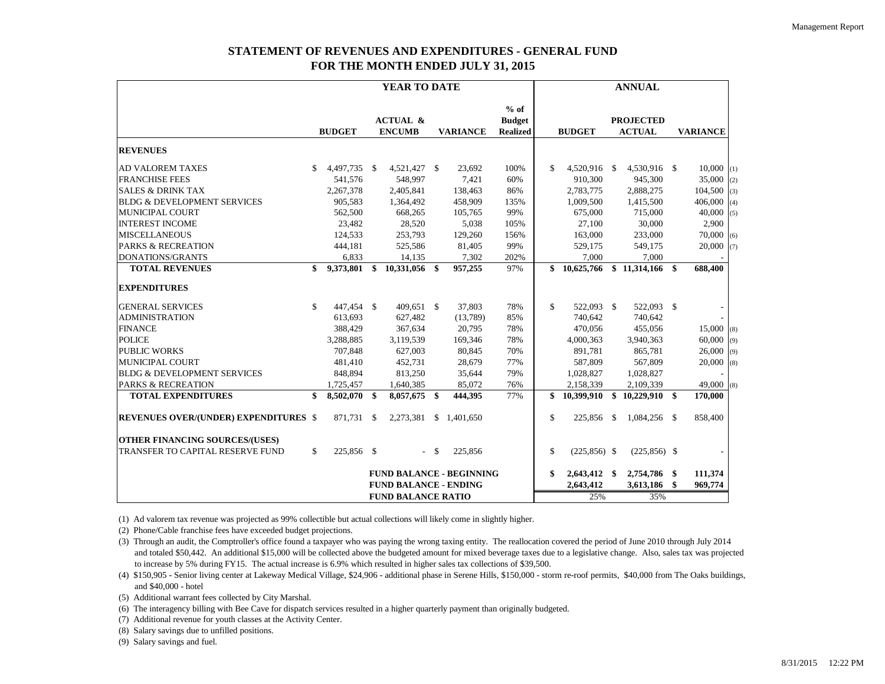# STATEMENT OF REVENUES AND EXPENDITURES - GENERAL FUND
## FOR THE MONTH ENDED JULY 31, 2015

| | YEAR TO DATE | | | | ANNUAL | | | |
|---|---|---|---|---|---|---|---|---|
| | BUDGET | ACTUAL & ENCUMB | VARIANCE | % of Budget Realized | BUDGET | PROJECTED ACTUAL | VARIANCE | |
| **REVENUES** | | | | | | | | |
| AD VALOREM TAXES | $ 4,497,735 | $ 4,521,427 | $ 23,692 | 100% | $ 4,520,916 | $ 4,530,916 | $ 10,000 | (1) |
| FRANCHISE FEES | 541,576 | 548,997 | 7,421 | 60% | 910,300 | 945,300 | 35,000 | (2) |
| SALES & DRINK TAX | 2,267,378 | 2,405,841 | 138,463 | 86% | 2,783,775 | 2,888,275 | 104,500 | (3) |
| BLDG & DEVELOPMENT SERVICES | 905,583 | 1,364,492 | 458,909 | 135% | 1,009,500 | 1,415,500 | 406,000 | (4) |
| MUNICIPAL COURT | 562,500 | 668,265 | 105,765 | 99% | 675,000 | 715,000 | 40,000 | (5) |
| INTEREST INCOME | 23,482 | 28,520 | 5,038 | 105% | 27,100 | 30,000 | 2,900 | |
| MISCELLANEOUS | 124,533 | 253,793 | 129,260 | 156% | 163,000 | 233,000 | 70,000 | (6) |
| PARKS & RECREATION | 444,181 | 525,586 | 81,405 | 99% | 529,175 | 549,175 | 20,000 | (7) |
| DONATIONS/GRANTS | 6,833 | 14,135 | 7,302 | 202% | 7,000 | 7,000 | - | |
| **TOTAL REVENUES** | **$ 9,373,801** | **$ 10,331,056** | **$ 957,255** | 97% | **$ 10,625,766** | **$ 11,314,166** | **$ 688,400** | |
| **EXPENDITURES** | | | | | | | | |
| GENERAL SERVICES | $ 447,454 | $ 409,651 | $ 37,803 | 78% | $ 522,093 | $ 522,093 | $ - | |
| ADMINISTRATION | 613,693 | 627,482 | (13,789) | 85% | 740,642 | 740,642 | - | |
| FINANCE | 388,429 | 367,634 | 20,795 | 78% | 470,056 | 455,056 | 15,000 | (8) |
| POLICE | 3,288,885 | 3,119,539 | 169,346 | 78% | 4,000,363 | 3,940,363 | 60,000 | (9) |
| PUBLIC WORKS | 707,848 | 627,003 | 80,845 | 70% | 891,781 | 865,781 | 26,000 | (9) |
| MUNICIPAL COURT | 481,410 | 452,731 | 28,679 | 77% | 587,809 | 567,809 | 20,000 | (8) |
| BLDG & DEVELOPMENT SERVICES | 848,894 | 813,250 | 35,644 | 79% | 1,028,827 | 1,028,827 | - | |
| PARKS & RECREATION | 1,725,457 | 1,640,385 | 85,072 | 76% | 2,158,339 | 2,109,339 | 49,000 | (8) |
| **TOTAL EXPENDITURES** | **$ 8,502,070** | **$ 8,057,675** | **$ 444,395** | 77% | **$ 10,399,910** | **$ 10,229,910** | **$ 170,000** | |
| **REVENUES OVER/(UNDER) EXPENDITURES** | $ 871,731 | $ 2,273,381 | $ 1,401,650 | | $ 225,856 | $ 1,084,256 | $ 858,400 | |
| **OTHER FINANCING SOURCES/(USES)** | | | | | | | | |
| TRANSFER TO CAPITAL RESERVE FUND | $ 225,856 | $ - | $ 225,856 | | $ (225,856) | $ (225,856) | $ - | |
| | | **FUND BALANCE - BEGINNING** | | | **$ 2,643,412** | **$ 2,754,786** | **$ 111,374** | |
| | | **FUND BALANCE - ENDING** | | | **2,643,412** | **3,613,186** | **$ 969,774** | |
| | | **FUND BALANCE RATIO** | | | 25% | 35% | | |

(1) Ad valorem tax revenue was projected as 99% collectible but actual collections will likely come in slightly higher.

(2) Phone/Cable franchise fees have exceeded budget projections.

(3) Through an audit, the Comptroller's office found a taxpayer who was paying the wrong taxing entity. The reallocation covered the period of June 2010 through July 2014 and totaled $50,442. An additional $15,000 will be collected above the budgeted amount for mixed beverage taxes due to a legislative change. Also, sales tax was projected to increase by 5% during FY15. The actual increase is 6.9% which resulted in higher sales tax collections of $39,500.

(4) $150,905 - Senior living center at Lakeway Medical Village, $24,906 - additional phase in Serene Hills, $150,000 - storm re-roof permits, $40,000 from The Oaks buildings, and $40,000 - hotel

(5) Additional warrant fees collected by City Marshal.

(6) The interagency billing with Bee Cave for dispatch services resulted in a higher quarterly payment than originally budgeted.

(7) Additional revenue for youth classes at the Activity Center.

(8) Salary savings due to unfilled positions.

(9) Salary savings and fuel.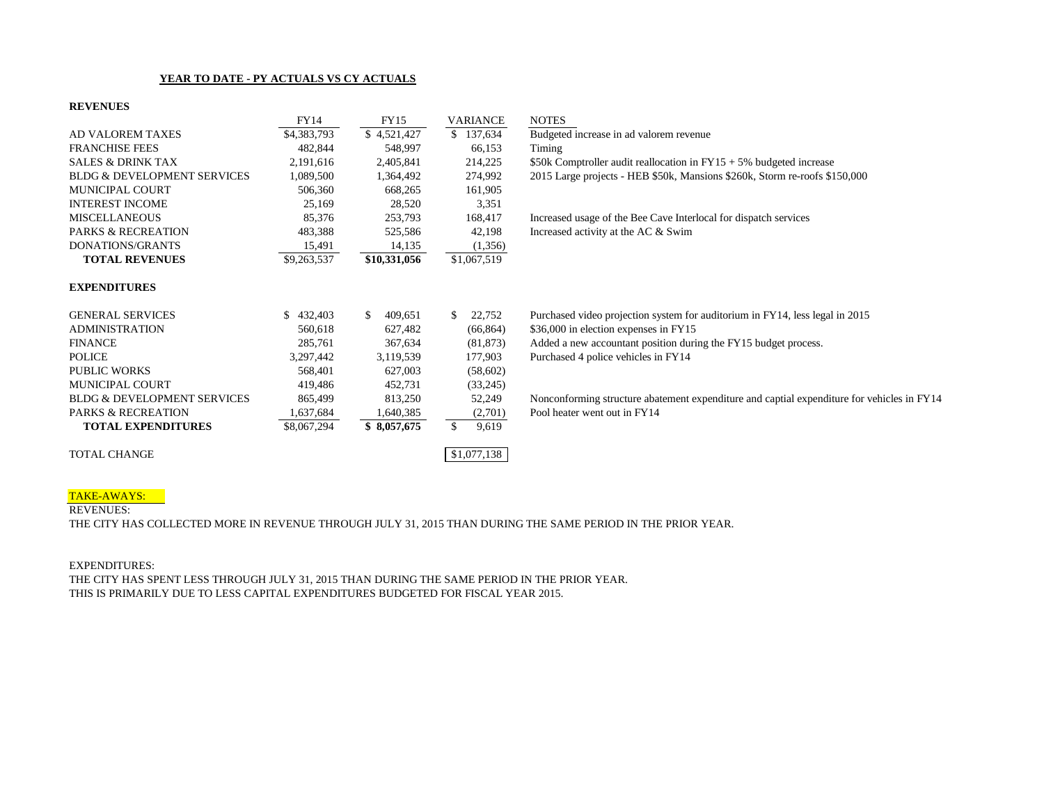**YEAR TO DATE - PY ACTUALS VS CY ACTUALS**

**REVENUES**

| | FY14 | FY15 | VARIANCE | NOTES |
|---|---|---|---|---|
| AD VALOREM TAXES | $4,383,793 | $ 4,521,427 | $ 137,634 | Budgeted increase in ad valorem revenue |
| FRANCHISE FEES | 482,844 | 548,997 | 66,153 | Timing |
| SALES & DRINK TAX | 2,191,616 | 2,405,841 | 214,225 | $50k Comptroller audit reallocation in FY15 + 5% budgeted increase |
| BLDG & DEVELOPMENT SERVICES | 1,089,500 | 1,364,492 | 274,992 | 2015 Large projects - HEB $50k, Mansions $260k, Storm re-roofs $150,000 |
| MUNICIPAL COURT | 506,360 | 668,265 | 161,905 | |
| INTEREST INCOME | 25,169 | 28,520 | 3,351 | |
| MISCELLANEOUS | 85,376 | 253,793 | 168,417 | Increased usage of the Bee Cave Interlocal for dispatch services |
| PARKS & RECREATION | 483,388 | 525,586 | 42,198 | Increased activity at the AC & Swim |
| DONATIONS/GRANTS | 15,491 | 14,135 | (1,356) | |
| **TOTAL REVENUES** | $9,263,537 | **$10,331,056** | $1,067,519 | |

**EXPENDITURES**

| | FY14 | FY15 | VARIANCE | NOTES |
|---|---|---|---|---|
| GENERAL SERVICES | $ 432,403 | $ 409,651 | $ 22,752 | Purchased video projection system for auditorium in FY14, less legal in 2015 |
| ADMINISTRATION | 560,618 | 627,482 | (66,864) | $36,000 in election expenses in FY15 |
| FINANCE | 285,761 | 367,634 | (81,873) | Added a new accountant position during the FY15 budget process. |
| POLICE | 3,297,442 | 3,119,539 | 177,903 | Purchased 4 police vehicles in FY14 |
| PUBLIC WORKS | 568,401 | 627,003 | (58,602) | |
| MUNICIPAL COURT | 419,486 | 452,731 | (33,245) | |
| BLDG & DEVELOPMENT SERVICES | 865,499 | 813,250 | 52,249 | Nonconforming structure abatement expenditure and captial expenditure for vehicles in FY14 |
| PARKS & RECREATION | 1,637,684 | 1,640,385 | (2,701) | Pool heater went out in FY14 |
| **TOTAL EXPENDITURES** | $8,067,294 | **$ 8,057,675** | $ 9,619 | |
| | | | | |
| TOTAL CHANGE | | | $1,077,138 | |

TAKE-AWAYS:

REVENUES:

THE CITY HAS COLLECTED MORE IN REVENUE THROUGH JULY 31, 2015 THAN DURING THE SAME PERIOD IN THE PRIOR YEAR.

EXPENDITURES:

THE CITY HAS SPENT LESS THROUGH JULY 31, 2015 THAN DURING THE SAME PERIOD IN THE PRIOR YEAR.
THIS IS PRIMARILY DUE TO LESS CAPITAL EXPENDITURES BUDGETED FOR FISCAL YEAR 2015.